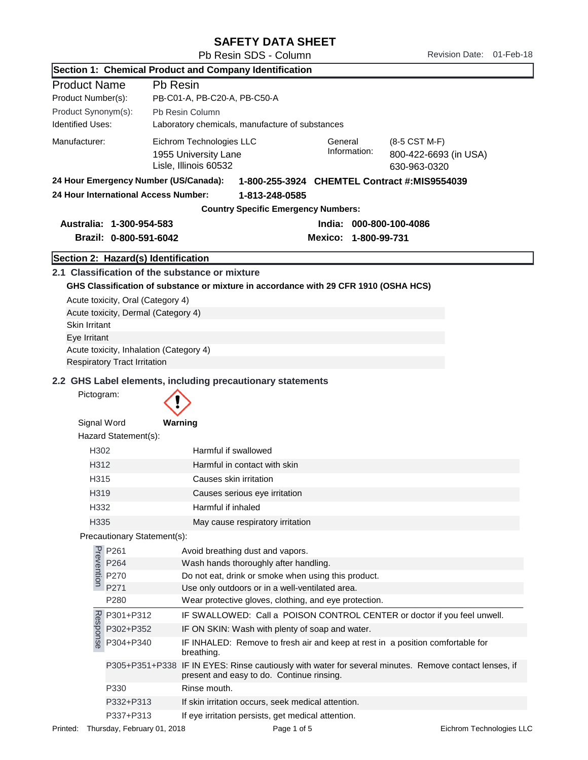# SAFETY DATA SHEET

Pb Resin SDS - Column

Revision Date: 01-Feb-18

## Section 1: Chemical Product and Company Identification

| | |
|---|---|
| Product Name | Pb Resin |
| Product Number(s): | PB-C01-A, PB-C20-A, PB-C50-A |
| Product Synonym(s): | Pb Resin Column |
| Identified Uses: | Laboratory chemicals, manufacture of substances |
| Manufacturer: | Eichrom Technologies LLC<br>1955 University Lane<br>Lisle, Illinois 60532 |
| General Information: | (8-5 CST M-F)<br>800-422-6693 (in USA)<br>630-963-0320 |

**24 Hour Emergency Number (US/Canada): 1-800-255-3924 CHEMTEL Contract #:MIS9554039**

**24 Hour International Access Number: 1-813-248-0585**

**Country Specific Emergency Numbers:**

**Australia: 1-300-954-583**

**Brazil: 0-800-591-6042**

**India: 000-800-100-4086**

**Mexico: 1-800-99-731**

## Section 2: Hazard(s) Identification

### 2.1 Classification of the substance or mixture

**GHS Classification of substance or mixture in accordance with 29 CFR 1910 (OSHA HCS)**

Acute toxicity, Oral (Category 4)
Acute toxicity, Dermal (Category 4)
Skin Irritant
Eye Irritant
Acute toxicity, Inhalation (Category 4)
Respiratory Tract Irritation

### 2.2 GHS Label elements, including precautionary statements

Pictogram: (exclamation mark)

Signal Word **Warning**

Hazard Statement(s):

| | |
|---|---|
| H302 | Harmful if swallowed |
| H312 | Harmful in contact with skin |
| H315 | Causes skin irritation |
| H319 | Causes serious eye irritation |
| H332 | Harmful if inhaled |
| H335 | May cause respiratory irritation |

Precautionary Statement(s):

Prevention

| | |
|---|---|
| P261 | Avoid breathing dust and vapors. |
| P264 | Wash hands thoroughly after handling. |
| P270 | Do not eat, drink or smoke when using this product. |
| P271 | Use only outdoors or in a well-ventilated area. |
| P280 | Wear protective gloves, clothing, and eye protection. |

Response

| | |
|---|---|
| P301+P312 | IF SWALLOWED: Call a POISON CONTROL CENTER or doctor if you feel unwell. |
| P302+P352 | IF ON SKIN: Wash with plenty of soap and water. |
| P304+P340 | IF INHALED: Remove to fresh air and keep at rest in a position comfortable for breathing. |
| P305+P351+P338 | IF IN EYES: Rinse cautiously with water for several minutes. Remove contact lenses, if present and easy to do. Continue rinsing. |
| P330 | Rinse mouth. |
| P332+P313 | If skin irritation occurs, seek medical attention. |
| P337+P313 | If eye irritation persists, get medical attention. |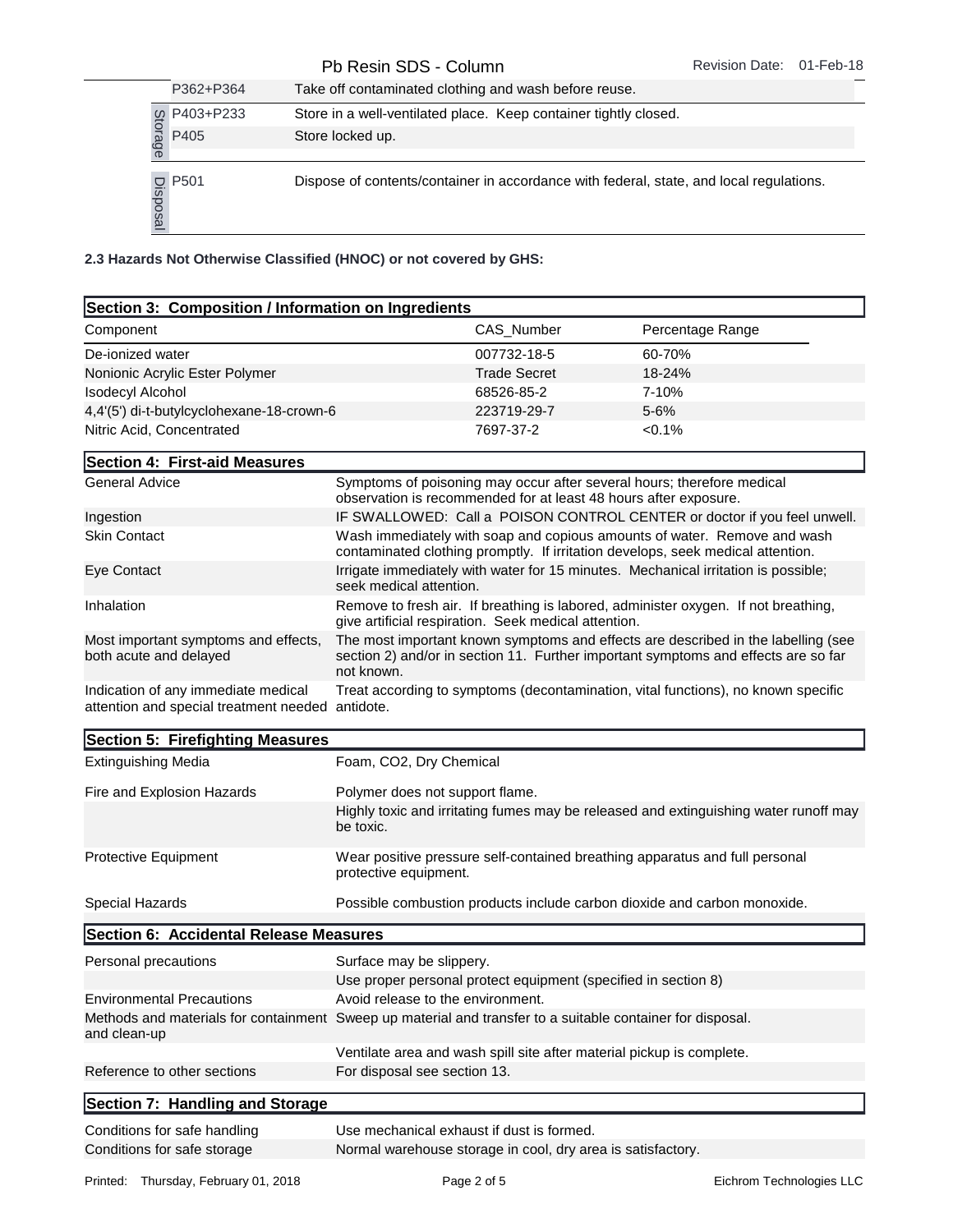| | | |
|---|---|---|
| | P362+P364 | Take off contaminated clothing and wash before reuse. |
| Storage | P403+P233 | Store in a well-ventilated place. Keep container tightly closed. |
| | P405 | Store locked up. |
| Disposal | P501 | Dispose of contents/container in accordance with federal, state, and local regulations. |

**2.3 Hazards Not Otherwise Classified (HNOC) or not covered by GHS:**

## Section 3: Composition / Information on Ingredients

| Component | CAS_Number | Percentage Range |
|---|---|---|
| De-ionized water | 007732-18-5 | 60-70% |
| Nonionic Acrylic Ester Polymer | Trade Secret | 18-24% |
| Isodecyl Alcohol | 68526-85-2 | 7-10% |
| 4,4'(5') di-t-butylcyclohexane-18-crown-6 | 223719-29-7 | 5-6% |
| Nitric Acid, Concentrated | 7697-37-2 | <0.1% |

## Section 4: First-aid Measures

| | |
|---|---|
| General Advice | Symptoms of poisoning may occur after several hours; therefore medical observation is recommended for at least 48 hours after exposure. |
| Ingestion | IF SWALLOWED: Call a POISON CONTROL CENTER or doctor if you feel unwell. |
| Skin Contact | Wash immediately with soap and copious amounts of water. Remove and wash contaminated clothing promptly. If irritation develops, seek medical attention. |
| Eye Contact | Irrigate immediately with water for 15 minutes. Mechanical irritation is possible; seek medical attention. |
| Inhalation | Remove to fresh air. If breathing is labored, administer oxygen. If not breathing, give artificial respiration. Seek medical attention. |
| Most important symptoms and effects, both acute and delayed | The most important known symptoms and effects are described in the labelling (see section 2) and/or in section 11. Further important symptoms and effects are so far not known. |
| Indication of any immediate medical attention and special treatment needed | Treat according to symptoms (decontamination, vital functions), no known specific antidote. |

## Section 5: Firefighting Measures

| | |
|---|---|
| Extinguishing Media | Foam, $CO_2$, Dry Chemical |
| Fire and Explosion Hazards | Polymer does not support flame. |
| | Highly toxic and irritating fumes may be released and extinguishing water runoff may be toxic. |
| Protective Equipment | Wear positive pressure self-contained breathing apparatus and full personal protective equipment. |
| Special Hazards | Possible combustion products include carbon dioxide and carbon monoxide. |

## Section 6: Accidental Release Measures

| | |
|---|---|
| Personal precautions | Surface may be slippery. |
| | Use proper personal protect equipment (specified in section 8) |
| Environmental Precautions | Avoid release to the environment. |
| Methods and materials for containment and clean-up | Sweep up material and transfer to a suitable container for disposal. |
| | Ventilate area and wash spill site after material pickup is complete. |
| Reference to other sections | For disposal see section 13. |

## Section 7: Handling and Storage

| | |
|---|---|
| Conditions for safe handling | Use mechanical exhaust if dust is formed. |
| Conditions for safe storage | Normal warehouse storage in cool, dry area is satisfactory. |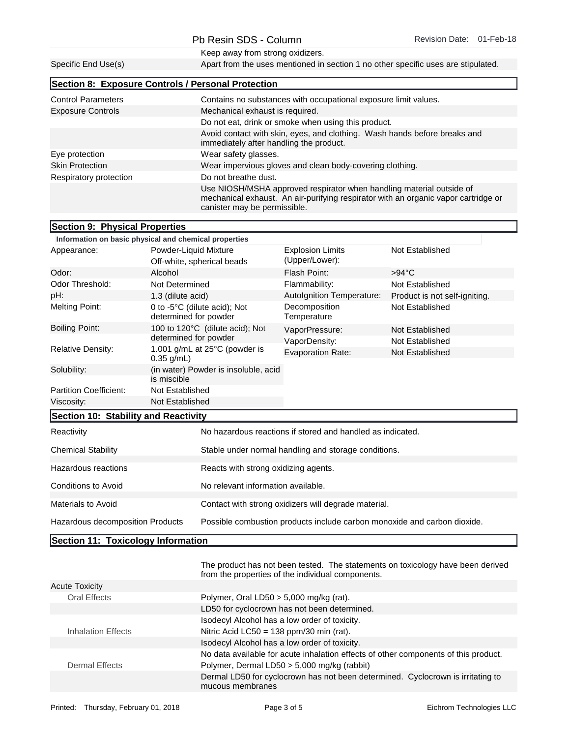| | |
|---|---|
| | Keep away from strong oxidizers. |
| Specific End Use(s) | Apart from the uses mentioned in section 1 no other specific uses are stipulated. |

## Section 8: Exposure Controls / Personal Protection

| | |
|---|---|
| Control Parameters | Contains no substances with occupational exposure limit values. |
| Exposure Controls | Mechanical exhaust is required. |
| | Do not eat, drink or smoke when using this product. |
| | Avoid contact with skin, eyes, and clothing. Wash hands before breaks and immediately after handling the product. |
| Eye protection | Wear safety glasses. |
| Skin Protection | Wear impervious gloves and clean body-covering clothing. |
| Respiratory protection | Do not breathe dust. |
| | Use NIOSH/MSHA approved respirator when handling material outside of mechanical exhaust. An air-purifying respirator with an organic vapor cartridge or canister may be permissible. |

## Section 9: Physical Properties

**Information on basic physical and chemical properties**

| | | | |
|---|---|---|---|
| Appearance: | Powder-Liquid Mixture<br>Off-white, spherical beads | Explosion Limits (Upper/Lower): | Not Established |
| Odor: | Alcohol | Flash Point: | >94°C |
| Odor Threshold: | Not Determined | Flammability: | Not Established |
| pH: | 1.3 (dilute acid) | AutoIgnition Temperature: | Product is not self-igniting. |
| Melting Point: | 0 to -5°C (dilute acid); Not determined for powder | Decomposition Temperature | Not Established |
| Boiling Point: | 100 to 120°C (dilute acid); Not determined for powder | VaporPressure: | Not Established |
| | | VaporDensity: | Not Established |
| Relative Density: | 1.001 g/mL at 25°C (powder is 0.35 g/mL) | Evaporation Rate: | Not Established |
| Solubility: | (in water) Powder is insoluble, acid is miscible | | |
| Partition Coefficient: | Not Established | | |
| Viscosity: | Not Established | | |

## Section 10: Stability and Reactivity

| | |
|---|---|
| Reactivity | No hazardous reactions if stored and handled as indicated. |
| Chemical Stability | Stable under normal handling and storage conditions. |
| Hazardous reactions | Reacts with strong oxidizing agents. |
| Conditions to Avoid | No relevant information available. |
| Materials to Avoid | Contact with strong oxidizers will degrade material. |
| Hazardous decomposition Products | Possible combustion products include carbon monoxide and carbon dioxide. |

## Section 11: Toxicology Information

| | |
|---|---|
| | The product has not been tested. The statements on toxicology have been derived from the properties of the individual components. |
| Acute Toxicity | |
| Oral Effects | Polymer, Oral LD50 > 5,000 mg/kg (rat). |
| | LD50 for cyclocrown has not been determined. |
| | Isodecyl Alcohol has a low order of toxicity. |
| Inhalation Effects | Nitric Acid LC50 = 138 ppm/30 min (rat). |
| | Isodecyl Alcohol has a low order of toxicity. |
| | No data available for acute inhalation effects of other components of this product. |
| Dermal Effects | Polymer, Dermal LD50 > 5,000 mg/kg (rabbit) |
| | Dermal LD50 for cyclocrown has not been determined. Cyclocrown is irritating to mucous membranes |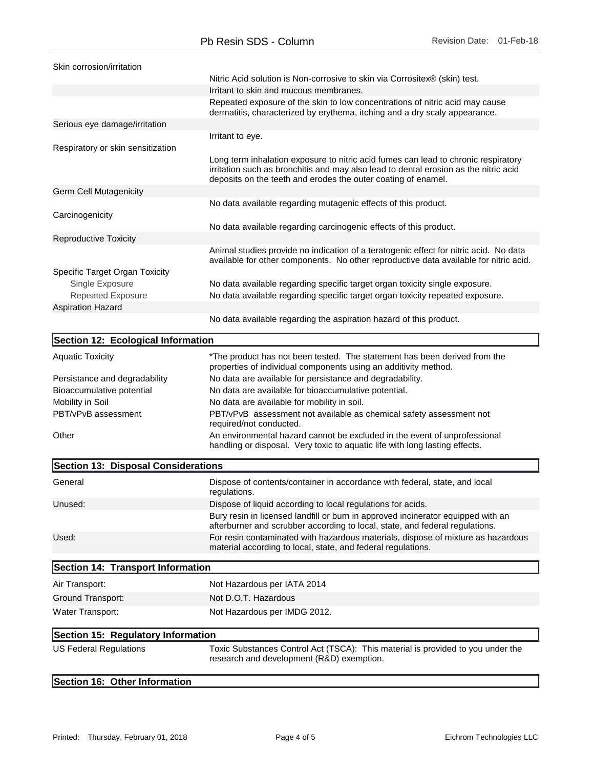| | |
|---|---|
| Skin corrosion/irritation | |
| | Nitric Acid solution is Non-corrosive to skin via Corrositex® (skin) test. |
| | Irritant to skin and mucous membranes. |
| | Repeated exposure of the skin to low concentrations of nitric acid may cause dermatitis, characterized by erythema, itching and a dry scaly appearance. |
| Serious eye damage/irritation | |
| | Irritant to eye. |
| Respiratory or skin sensitization | |
| | Long term inhalation exposure to nitric acid fumes can lead to chronic respiratory irritation such as bronchitis and may also lead to dental erosion as the nitric acid deposits on the teeth and erodes the outer coating of enamel. |
| Germ Cell Mutagenicity | |
| | No data available regarding mutagenic effects of this product. |
| Carcinogenicity | |
| | No data available regarding carcinogenic effects of this product. |
| Reproductive Toxicity | |
| | Animal studies provide no indication of a teratogenic effect for nitric acid. No data available for other components. No other reproductive data available for nitric acid. |
| Specific Target Organ Toxicity | |
| Single Exposure | No data available regarding specific target organ toxicity single exposure. |
| Repeated Exposure | No data available regarding specific target organ toxicity repeated exposure. |
| Aspiration Hazard | |
| | No data available regarding the aspiration hazard of this product. |

## Section 12: Ecological Information

| | |
|---|---|
| Aquatic Toxicity | *The product has not been tested. The statement has been derived from the properties of individual components using an additivity method. |
| Persistance and degradability | No data are available for persistance and degradability. |
| Bioaccumulative potential | No data are available for bioaccumulative potential. |
| Mobility in Soil | No data are available for mobility in soil. |
| PBT/vPvB assessment | PBT/vPvB assessment not available as chemical safety assessment not required/not conducted. |
| Other | An environmental hazard cannot be excluded in the event of unprofessional handling or disposal. Very toxic to aquatic life with long lasting effects. |

## Section 13: Disposal Considerations

| | |
|---|---|
| General | Dispose of contents/container in accordance with federal, state, and local regulations. |
| Unused: | Dispose of liquid according to local regulations for acids. |
| | Bury resin in licensed landfill or burn in approved incinerator equipped with an afterburner and scrubber according to local, state, and federal regulations. |
| Used: | For resin contaminated with hazardous materials, dispose of mixture as hazardous material according to local, state, and federal regulations. |

## Section 14: Transport Information

| | |
|---|---|
| Air Transport: | Not Hazardous per IATA 2014 |
| Ground Transport: | Not D.O.T. Hazardous |
| Water Transport: | Not Hazardous per IMDG 2012. |

## Section 15: Regulatory Information

| | |
|---|---|
| US Federal Regulations | Toxic Substances Control Act (TSCA): This material is provided to you under the research and development (R&D) exemption. |

## Section 16: Other Information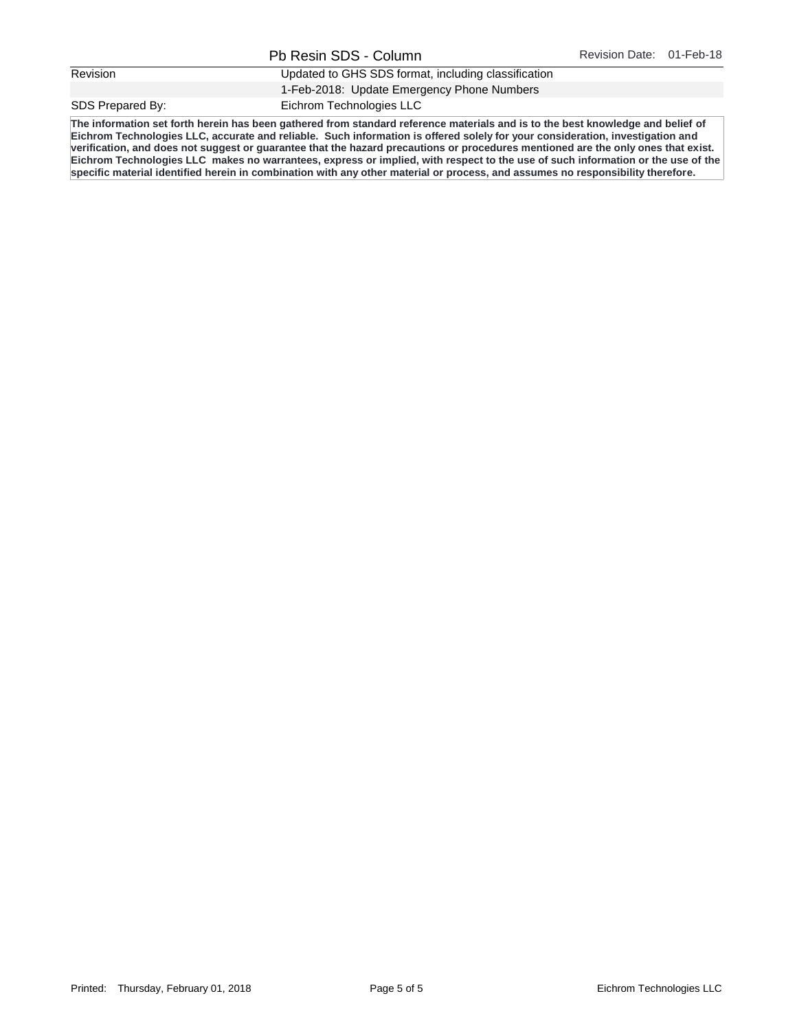| | |
|---|---|
| Revision | Updated to GHS SDS format, including classification |
| | 1-Feb-2018: Update Emergency Phone Numbers |
| SDS Prepared By: | Eichrom Technologies LLC |

**The information set forth herein has been gathered from standard reference materials and is to the best knowledge and belief of Eichrom Technologies LLC, accurate and reliable. Such information is offered solely for your consideration, investigation and verification, and does not suggest or guarantee that the hazard precautions or procedures mentioned are the only ones that exist. Eichrom Technologies LLC makes no warrantees, express or implied, with respect to the use of such information or the use of the specific material identified herein in combination with any other material or process, and assumes no responsibility therefore.**